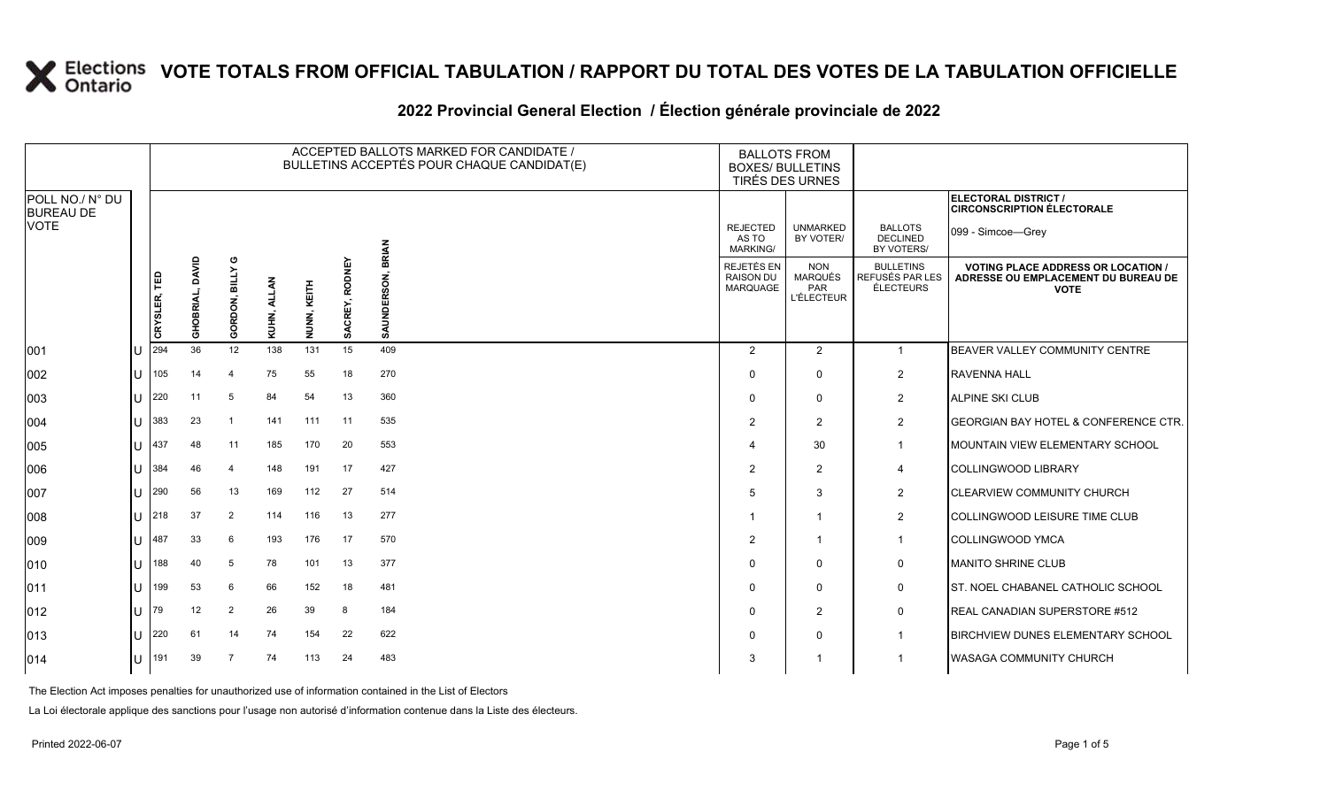# VOTE TOTALS FROM OFFICIAL TABULATION / RAPPORT DU TOTAL DES VOTES DE LA TABULATION OFFICIELLE

## 2022 Provincial General Election / Élection générale provinciale de 2022

| POLL NO./ N° DU BUREAU DE VOTE | | ACCEPTED BALLOTS MARKED FOR CANDIDATE / BULLETINS ACCEPTÉS POUR CHAQUE CANDIDAT(E) | | | | | | | BALLOTS FROM BOXES/ BULLETINS TIRÉS DES URNES | | | ELECTORAL DISTRICT / CIRCONSCRIPTION ÉLECTORALE 099 - Simcoe—Grey |
|---|---|---|---|---|---|---|---|---|---|---|---|---|
| | | CRYSLER, TED | GHOBRIAL, DAVID | GORDON, BILLY G | KUHN, ALLAN | NUNN, KEITH | SACREY, RODNEY | SAUNDERSON, BRIAN | REJECTED AS TO MARKING/ REJETÉS EN RAISON DU MARQUAGE | UNMARKED BY VOTER/ NON MARQUÉS PAR L'ÉLECTEUR | BALLOTS DECLINED BY VOTERS/ BULLETINS REFUSÉS PAR LES ÉLECTEURS | VOTING PLACE ADDRESS OR LOCATION / ADRESSE OU EMPLACEMENT DU BUREAU DE VOTE |
| 001 | U | 294 | 36 | 12 | 138 | 131 | 15 | 409 | 2 | 2 | 1 | BEAVER VALLEY COMMUNITY CENTRE |
| 002 | U | 105 | 14 | 4 | 75 | 55 | 18 | 270 | 0 | 0 | 2 | RAVENNA HALL |
| 003 | U | 220 | 11 | 5 | 84 | 54 | 13 | 360 | 0 | 0 | 2 | ALPINE SKI CLUB |
| 004 | U | 383 | 23 | 1 | 141 | 111 | 11 | 535 | 2 | 2 | 2 | GEORGIAN BAY HOTEL & CONFERENCE CTR. |
| 005 | U | 437 | 48 | 11 | 185 | 170 | 20 | 553 | 4 | 30 | 1 | MOUNTAIN VIEW ELEMENTARY SCHOOL |
| 006 | U | 384 | 46 | 4 | 148 | 191 | 17 | 427 | 2 | 2 | 4 | COLLINGWOOD LIBRARY |
| 007 | U | 290 | 56 | 13 | 169 | 112 | 27 | 514 | 5 | 3 | 2 | CLEARVIEW COMMUNITY CHURCH |
| 008 | U | 218 | 37 | 2 | 114 | 116 | 13 | 277 | 1 | 1 | 2 | COLLINGWOOD LEISURE TIME CLUB |
| 009 | U | 487 | 33 | 6 | 193 | 176 | 17 | 570 | 2 | 1 | 1 | COLLINGWOOD YMCA |
| 010 | U | 188 | 40 | 5 | 78 | 101 | 13 | 377 | 0 | 0 | 0 | MANITO SHRINE CLUB |
| 011 | U | 199 | 53 | 6 | 66 | 152 | 18 | 481 | 0 | 0 | 0 | ST. NOEL CHABANEL CATHOLIC SCHOOL |
| 012 | U | 79 | 12 | 2 | 26 | 39 | 8 | 184 | 0 | 2 | 0 | REAL CANADIAN SUPERSTORE #512 |
| 013 | U | 220 | 61 | 14 | 74 | 154 | 22 | 622 | 0 | 0 | 1 | BIRCHVIEW DUNES ELEMENTARY SCHOOL |
| 014 | U | 191 | 39 | 7 | 74 | 113 | 24 | 483 | 3 | 1 | 1 | WASAGA COMMUNITY CHURCH |

The Election Act imposes penalties for unauthorized use of information contained in the List of Electors

La Loi électorale applique des sanctions pour l'usage non autorisé d'information contenue dans la Liste des électeurs.

Printed 2022-06-07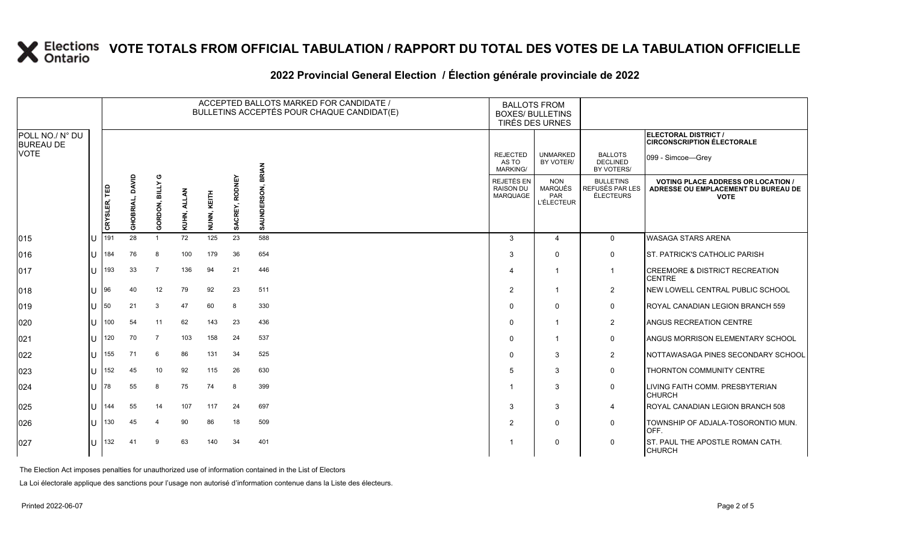# VOTE TOTALS FROM OFFICIAL TABULATION / RAPPORT DU TOTAL DES VOTES DE LA TABULATION OFFICIELLE

## 2022 Provincial General Election / Élection générale provinciale de 2022

ELECTORAL DISTRICT / CIRCONSCRIPTION ÉLECTORALE: 099 - Simcoe—Grey

| POLL NO./ N° DU BUREAU DE VOTE | | ACCEPTED BALLOTS MARKED FOR CANDIDATE / BULLETINS ACCEPTÉS POUR CHAQUE CANDIDAT(E) | | | | | | | BALLOTS FROM BOXES/ BULLETINS TIRÉS DES URNES | | | |
|---|---|---|---|---|---|---|---|---|---|---|---|---|
| | | CRYSLER, TED | GHOBRIAL, DAVID | GORDON, BILLY G | KUHN, ALLAN | NUNN, KEITH | SACREY, RODNEY | SAUNDERSON, BRIAN | REJECTED AS TO MARKING/ REJETÉS EN RAISON DU MARQUAGE | UNMARKED BY VOTER/ NON MARQUÉS PAR L'ÉLECTEUR | BALLOTS DECLINED BY VOTERS/ BULLETINS REFUSÉS PAR LES ÉLECTEURS | VOTING PLACE ADDRESS OR LOCATION / ADRESSE OU EMPLACEMENT DU BUREAU DE VOTE |
| 015 | U | 191 | 28 | 1 | 72 | 125 | 23 | 588 | 3 | 4 | 0 | WASAGA STARS ARENA |
| 016 | U | 184 | 76 | 8 | 100 | 179 | 36 | 654 | 3 | 0 | 0 | ST. PATRICK'S CATHOLIC PARISH |
| 017 | U | 193 | 33 | 7 | 136 | 94 | 21 | 446 | 4 | 1 | 1 | CREEMORE & DISTRICT RECREATION CENTRE |
| 018 | U | 96 | 40 | 12 | 79 | 92 | 23 | 511 | 2 | 1 | 2 | NEW LOWELL CENTRAL PUBLIC SCHOOL |
| 019 | U | 50 | 21 | 3 | 47 | 60 | 8 | 330 | 0 | 0 | 0 | ROYAL CANADIAN LEGION BRANCH 559 |
| 020 | U | 100 | 54 | 11 | 62 | 143 | 23 | 436 | 0 | 1 | 2 | ANGUS RECREATION CENTRE |
| 021 | U | 120 | 70 | 7 | 103 | 158 | 24 | 537 | 0 | 1 | 0 | ANGUS MORRISON ELEMENTARY SCHOOL |
| 022 | U | 155 | 71 | 6 | 86 | 131 | 34 | 525 | 0 | 3 | 2 | NOTTAWASAGA PINES SECONDARY SCHOOL |
| 023 | U | 152 | 45 | 10 | 92 | 115 | 26 | 630 | 5 | 3 | 0 | THORNTON COMMUNITY CENTRE |
| 024 | U | 78 | 55 | 8 | 75 | 74 | 8 | 399 | 1 | 3 | 0 | LIVING FAITH COMM. PRESBYTERIAN CHURCH |
| 025 | U | 144 | 55 | 14 | 107 | 117 | 24 | 697 | 3 | 3 | 4 | ROYAL CANADIAN LEGION BRANCH 508 |
| 026 | U | 130 | 45 | 4 | 90 | 86 | 18 | 509 | 2 | 0 | 0 | TOWNSHIP OF ADJALA-TOSORONTIO MUN. OFF. |
| 027 | U | 132 | 41 | 9 | 63 | 140 | 34 | 401 | 1 | 0 | 0 | ST. PAUL THE APOSTLE ROMAN CATH. CHURCH |

The Election Act imposes penalties for unauthorized use of information contained in the List of Electors

La Loi électorale applique des sanctions pour l'usage non autorisé d'information contenue dans la Liste des électeurs.

Printed 2022-06-07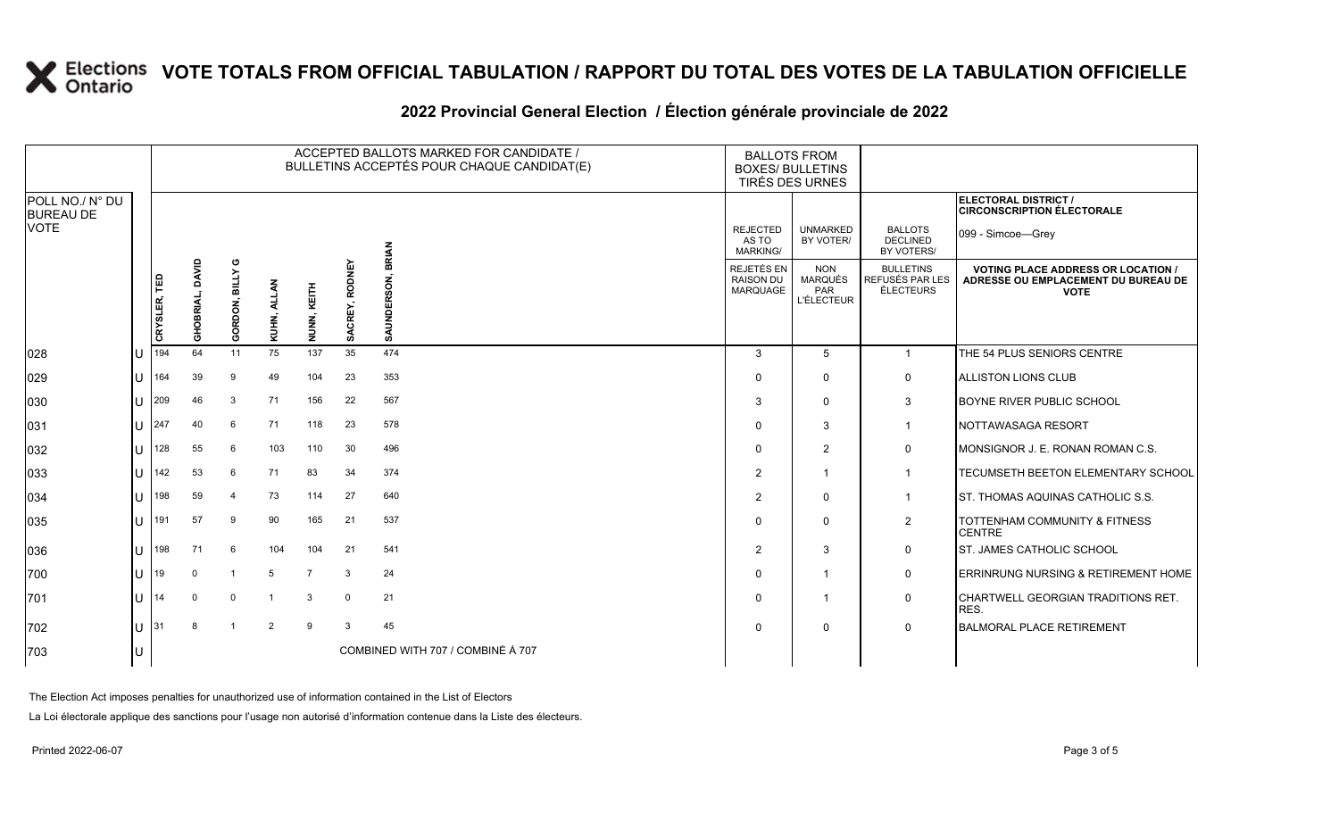# VOTE TOTALS FROM OFFICIAL TABULATION / RAPPORT DU TOTAL DES VOTES DE LA TABULATION OFFICIELLE

## 2022 Provincial General Election / Élection générale provinciale de 2022

| POLL NO./ N° DU BUREAU DE VOTE | | ACCEPTED BALLOTS MARKED FOR CANDIDATE / BULLETINS ACCEPTÉS POUR CHAQUE CANDIDAT(E) | | | | | | | BALLOTS FROM BOXES/ BULLETINS TIRÉS DES URNES | | | ELECTORAL DISTRICT / CIRCONSCRIPTION ÉLECTORALE 099 - Simcoe—Grey |
|---|---|---|---|---|---|---|---|---|---|---|---|---|
| | | CRYSLER, TED | GHOBRIAL, DAVID | GORDON, BILLY G | KUHN, ALLAN | NUNN, KEITH | SACREY, RODNEY | SAUNDERSON, BRIAN | REJECTED AS TO MARKING/ REJETÉS EN RAISON DU MARQUAGE | UNMARKED BY VOTER/ NON MARQUÉS PAR L'ÉLECTEUR | BALLOTS DECLINED BY VOTERS/ BULLETINS REFUSÉS PAR LES ÉLECTEURS | VOTING PLACE ADDRESS OR LOCATION / ADRESSE OU EMPLACEMENT DU BUREAU DE VOTE |
| 028 | U | 194 | 64 | 11 | 75 | 137 | 35 | 474 | 3 | 5 | 1 | THE 54 PLUS SENIORS CENTRE |
| 029 | U | 164 | 39 | 9 | 49 | 104 | 23 | 353 | 0 | 0 | 0 | ALLISTON LIONS CLUB |
| 030 | U | 209 | 46 | 3 | 71 | 156 | 22 | 567 | 3 | 0 | 3 | BOYNE RIVER PUBLIC SCHOOL |
| 031 | U | 247 | 40 | 6 | 71 | 118 | 23 | 578 | 0 | 3 | 1 | NOTTAWASAGA RESORT |
| 032 | U | 128 | 55 | 6 | 103 | 110 | 30 | 496 | 0 | 2 | 0 | MONSIGNOR J. E. RONAN ROMAN C.S. |
| 033 | U | 142 | 53 | 6 | 71 | 83 | 34 | 374 | 2 | 1 | 1 | TECUMSETH BEETON ELEMENTARY SCHOOL |
| 034 | U | 198 | 59 | 4 | 73 | 114 | 27 | 640 | 2 | 0 | 1 | ST. THOMAS AQUINAS CATHOLIC S.S. |
| 035 | U | 191 | 57 | 9 | 90 | 165 | 21 | 537 | 0 | 0 | 2 | TOTTENHAM COMMUNITY & FITNESS CENTRE |
| 036 | U | 198 | 71 | 6 | 104 | 104 | 21 | 541 | 2 | 3 | 0 | ST. JAMES CATHOLIC SCHOOL |
| 700 | U | 19 | 0 | 1 | 5 | 7 | 3 | 24 | 0 | 1 | 0 | ERRINRUNG NURSING & RETIREMENT HOME |
| 701 | U | 14 | 0 | 0 | 1 | 3 | 0 | 21 | 0 | 1 | 0 | CHARTWELL GEORGIAN TRADITIONS RET. RES. |
| 702 | U | 31 | 8 | 1 | 2 | 9 | 3 | 45 | 0 | 0 | 0 | BALMORAL PLACE RETIREMENT |
| 703 | U | COMBINED WITH 707 / COMBINÉ À 707 | | | | | | | | | | |

The Election Act imposes penalties for unauthorized use of information contained in the List of Electors

La Loi électorale applique des sanctions pour l'usage non autorisé d'information contenue dans la Liste des électeurs.

Printed 2022-06-07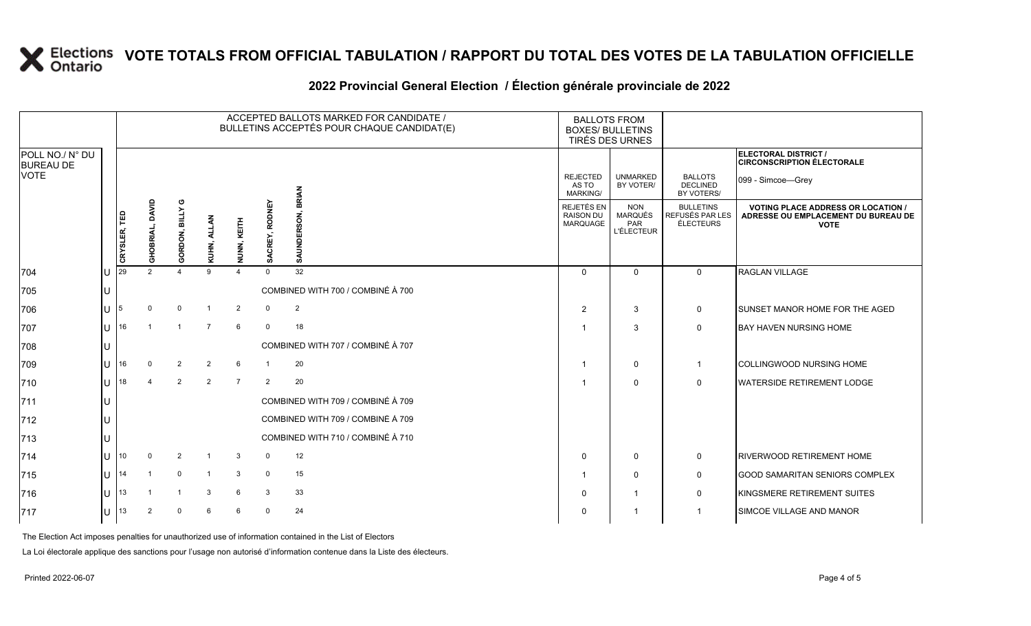# VOTE TOTALS FROM OFFICIAL TABULATION / RAPPORT DU TOTAL DES VOTES DE LA TABULATION OFFICIELLE

## 2022 Provincial General Election / Élection générale provinciale de 2022

ELECTORAL DISTRICT / CIRCONSCRIPTION ÉLECTORALE: 099 - Simcoe—Grey

| POLL NO./ N° DU BUREAU DE VOTE | | ACCEPTED BALLOTS MARKED FOR CANDIDATE / BULLETINS ACCEPTÉS POUR CHAQUE CANDIDAT(E) | | | | | | | BALLOTS FROM BOXES/ BULLETINS TIRÉS DES URNES | | | |
|---|---|---|---|---|---|---|---|---|---|---|---|---|
| | | CRYSLER, TED | GHOBRIAL, DAVID | GORDON, BILLY G | KUHN, ALLAN | NUNN, KEITH | SACREY, RODNEY | SAUNDERSON, BRIAN | REJECTED AS TO MARKING/ REJETÉS EN RAISON DU MARQUAGE | UNMARKED BY VOTER/ NON MARQUÉS PAR L'ÉLECTEUR | BALLOTS DECLINED BY VOTERS/ BULLETINS REFUSÉS PAR LES ÉLECTEURS | VOTING PLACE ADDRESS OR LOCATION / ADRESSE OU EMPLACEMENT DU BUREAU DE VOTE |
| 704 | U | 29 | 2 | 4 | 9 | 4 | 0 | 32 | 0 | 0 | 0 | RAGLAN VILLAGE |
| 705 | U | COMBINED WITH 700 / COMBINÉ À 700 | | | | | | | | | | |
| 706 | U | 5 | 0 | 0 | 1 | 2 | 0 | 2 | 2 | 3 | 0 | SUNSET MANOR HOME FOR THE AGED |
| 707 | U | 16 | 1 | 1 | 7 | 6 | 0 | 18 | 1 | 3 | 0 | BAY HAVEN NURSING HOME |
| 708 | U | COMBINED WITH 707 / COMBINÉ À 707 | | | | | | | | | | |
| 709 | U | 16 | 0 | 2 | 2 | 6 | 1 | 20 | 1 | 0 | 1 | COLLINGWOOD NURSING HOME |
| 710 | U | 18 | 4 | 2 | 2 | 7 | 2 | 20 | 1 | 0 | 0 | WATERSIDE RETIREMENT LODGE |
| 711 | U | COMBINED WITH 709 / COMBINÉ À 709 | | | | | | | | | | |
| 712 | U | COMBINED WITH 709 / COMBINÉ À 709 | | | | | | | | | | |
| 713 | U | COMBINED WITH 710 / COMBINÉ À 710 | | | | | | | | | | |
| 714 | U | 10 | 0 | 2 | 1 | 3 | 0 | 12 | 0 | 0 | 0 | RIVERWOOD RETIREMENT HOME |
| 715 | U | 14 | 1 | 0 | 1 | 3 | 0 | 15 | 1 | 0 | 0 | GOOD SAMARITAN SENIORS COMPLEX |
| 716 | U | 13 | 1 | 1 | 3 | 6 | 3 | 33 | 0 | 1 | 0 | KINGSMERE RETIREMENT SUITES |
| 717 | U | 13 | 2 | 0 | 6 | 6 | 0 | 24 | 0 | 1 | 1 | SIMCOE VILLAGE AND MANOR |

The Election Act imposes penalties for unauthorized use of information contained in the List of Electors

La Loi électorale applique des sanctions pour l'usage non autorisé d'information contenue dans la Liste des électeurs.

Printed 2022-06-07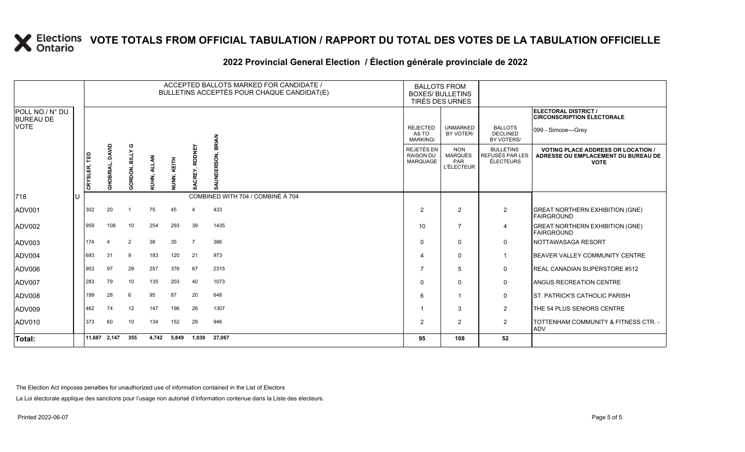# VOTE TOTALS FROM OFFICIAL TABULATION / RAPPORT DU TOTAL DES VOTES DE LA TABULATION OFFICIELLE

## 2022 Provincial General Election / Élection générale provinciale de 2022

| POLL NO./ N° DU BUREAU DE VOTE | | ACCEPTED BALLOTS MARKED FOR CANDIDATE / BULLETINS ACCEPTÉS POUR CHAQUE CANDIDAT(E) | | | | | | | BALLOTS FROM BOXES/ BULLETINS TIRÉS DES URNES | | | ELECTORAL DISTRICT / CIRCONSCRIPTION ÉLECTORALE 099 - Simcoe—Grey |
|---|---|---|---|---|---|---|---|---|---|---|---|---|
| | | CRYSLER, TED | GHOBRIAL, DAVID | GORDON, BILLY G | KUHN, ALLAN | NUNN, KEITH | SACREY, RODNEY | SAUNDERSON, BRIAN | REJECTED AS TO MARKING/ REJETÉS EN RAISON DU MARQUAGE | UNMARKED BY VOTER/ NON MARQUÉS PAR L'ÉLECTEUR | BALLOTS DECLINED BY VOTERS/ BULLETINS REFUSÉS PAR LES ÉLECTEURS | VOTING PLACE ADDRESS OR LOCATION / ADRESSE OU EMPLACEMENT DU BUREAU DE VOTE |
| 718 | U | COMBINED WITH 704 / COMBINÉ À 704 | | | | | | | | | | |
| ADV001 | | 302 | 20 | 1 | 75 | 45 | 4 | 433 | 2 | 2 | 2 | GREAT NORTHERN EXHIBITION (GNE) FAIRGROUND |
| ADV002 | | 959 | 108 | 10 | 254 | 293 | 39 | 1435 | 10 | 7 | 4 | GREAT NORTHERN EXHIBITION (GNE) FAIRGROUND |
| ADV003 | | 174 | 4 | 2 | 38 | 35 | 7 | 386 | 0 | 0 | 0 | NOTTAWASAGA RESORT |
| ADV004 | | 693 | 31 | 9 | 183 | 120 | 21 | 973 | 4 | 0 | 1 | BEAVER VALLEY COMMUNITY CENTRE |
| ADV006 | | 953 | 97 | 29 | 257 | 376 | 67 | 2315 | 7 | 5 | 0 | REAL CANADIAN SUPERSTORE #512 |
| ADV007 | | 283 | 79 | 10 | 135 | 203 | 40 | 1073 | 0 | 0 | 0 | ANGUS RECREATION CENTRE |
| ADV008 | | 199 | 28 | 6 | 95 | 87 | 20 | 648 | 6 | 1 | 0 | ST. PATRICK'S CATHOLIC PARISH |
| ADV009 | | 462 | 74 | 12 | 147 | 196 | 26 | 1307 | 1 | 3 | 2 | THE 54 PLUS SENIORS CENTRE |
| ADV010 | | 373 | 60 | 10 | 134 | 152 | 29 | 946 | 2 | 2 | 2 | TOTTENHAM COMMUNITY & FITNESS CTR. - ADV |
| **Total:** | | **11,687** | **2,147** | **355** | **4,742** | **5,849** | **1,039** | **27,067** | **95** | **108** | **52** | |

The Election Act imposes penalties for unauthorized use of information contained in the List of Electors

La Loi électorale applique des sanctions pour l'usage non autorisé d'information contenue dans la Liste des électeurs.

Printed 2022-06-07